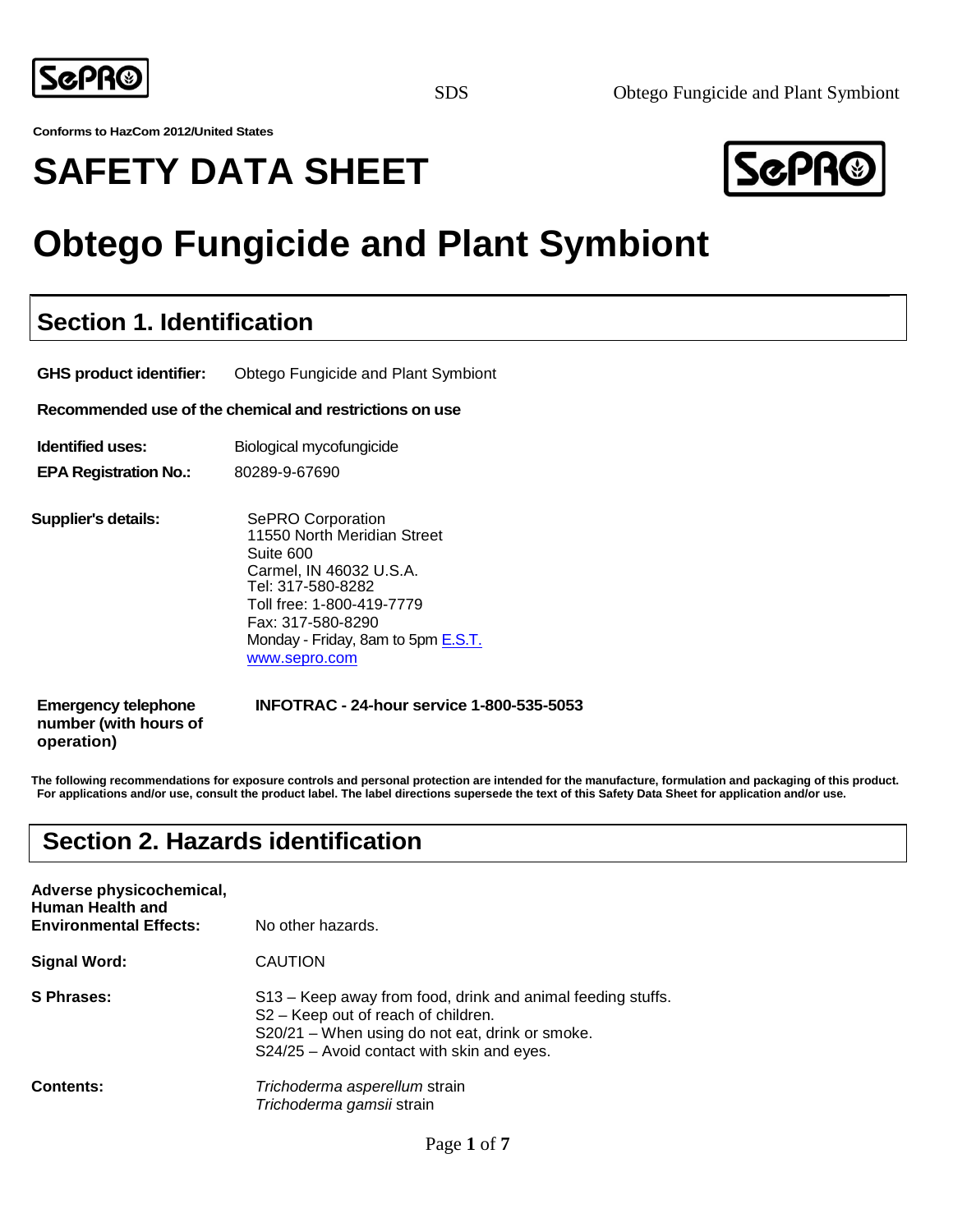Conforms to HazCom 2012/United States

# SAFETY DATA SHEET

# Obtego Fungicide and Plant Symbiont

## Section 1. Identification

**GHS product identifier:** Obtego Fungicide and Plant Symbiont

**Recommended use of the chemical and restrictions on use**

**Identified uses:** Biological mycofungicide

**EPA Registration No.:** 80289-9-67690

**Supplier's details:**
SePRO Corporation
11550 North Meridian Street
Suite 600
Carmel, IN 46032 U.S.A.
Tel: 317-580-8282
Toll free: 1-800-419-7779
Fax: 317-580-8290
Monday - Friday, 8am to 5pm E.S.T.
www.sepro.com

**Emergency telephone number (with hours of operation)** **INFOTRAC - 24-hour service 1-800-535-5053**

**The following recommendations for exposure controls and personal protection are intended for the manufacture, formulation and packaging of this product. For applications and/or use, consult the product label. The label directions supersede the text of this Safety Data Sheet for application and/or use.**

## Section 2. Hazards identification

**Adverse physicochemical, Human Health and Environmental Effects:** No other hazards.

**Signal Word:** CAUTION

**S Phrases:**
S13 – Keep away from food, drink and animal feeding stuffs.
S2 – Keep out of reach of children.
S20/21 – When using do not eat, drink or smoke.
S24/25 – Avoid contact with skin and eyes.

**Contents:**
*Trichoderma asperellum* strain
*Trichoderma gamsii* strain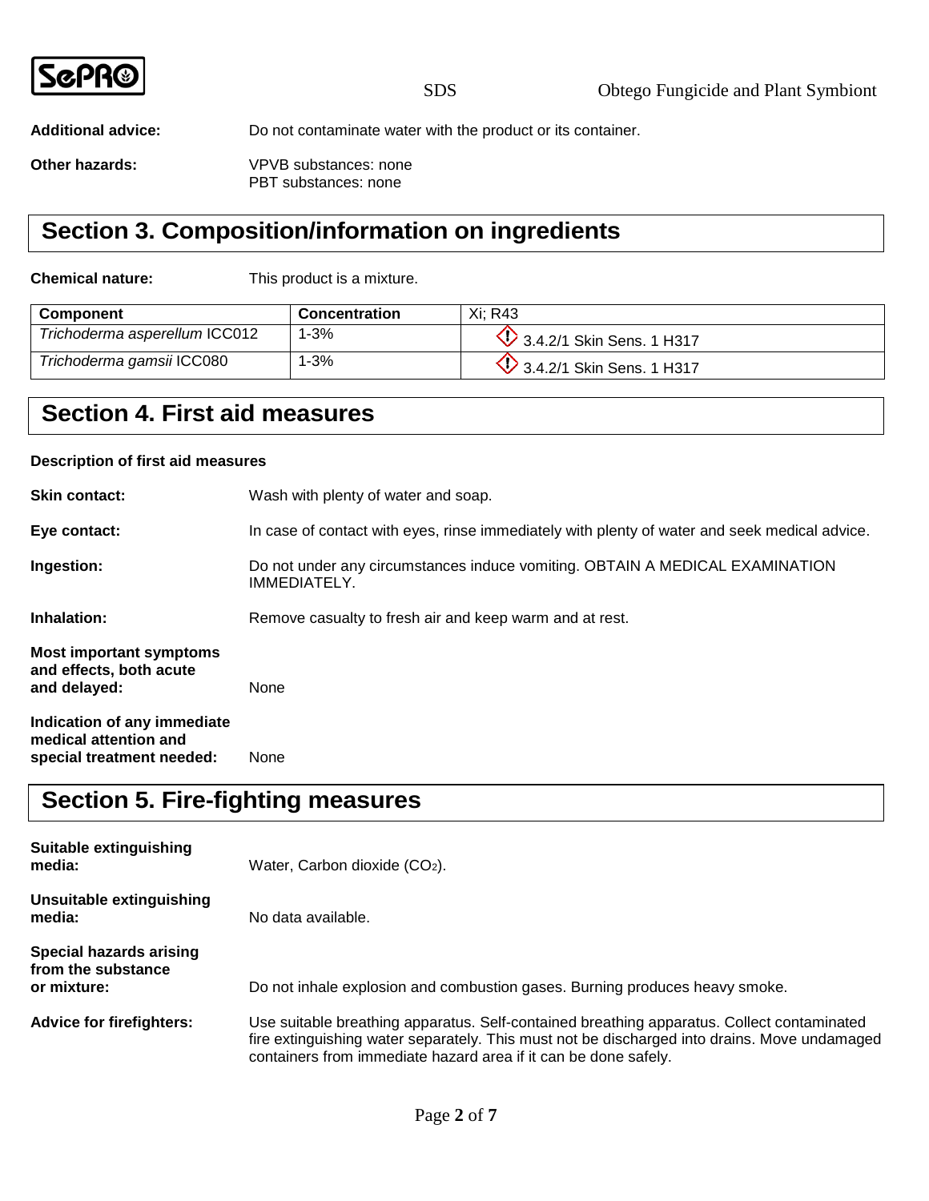**Additional advice:** Do not contaminate water with the product or its container.

**Other hazards:** VPVB substances: none
PBT substances: none

## Section 3. Composition/information on ingredients

**Chemical nature:** This product is a mixture.

| Component | Concentration | Xi; R43 |
|---|---|---|
| *Trichoderma asperellum* ICC012 | 1-3% | 3.4.2/1 Skin Sens. 1 H317 |
| *Trichoderma gamsii* ICC080 | 1-3% | 3.4.2/1 Skin Sens. 1 H317 |

## Section 4. First aid measures

**Description of first aid measures**

**Skin contact:** Wash with plenty of water and soap.

**Eye contact:** In case of contact with eyes, rinse immediately with plenty of water and seek medical advice.

**Ingestion:** Do not under any circumstances induce vomiting. OBTAIN A MEDICAL EXAMINATION IMMEDIATELY.

**Inhalation:** Remove casualty to fresh air and keep warm and at rest.

**Most important symptoms and effects, both acute and delayed:** None

**Indication of any immediate medical attention and special treatment needed:** None

## Section 5. Fire-fighting measures

**Suitable extinguishing media:** Water, Carbon dioxide ($CO_2$).

**Unsuitable extinguishing media:** No data available.

**Special hazards arising from the substance or mixture:** Do not inhale explosion and combustion gases. Burning produces heavy smoke.

**Advice for firefighters:** Use suitable breathing apparatus. Self-contained breathing apparatus. Collect contaminated fire extinguishing water separately. This must not be discharged into drains. Move undamaged containers from immediate hazard area if it can be done safely.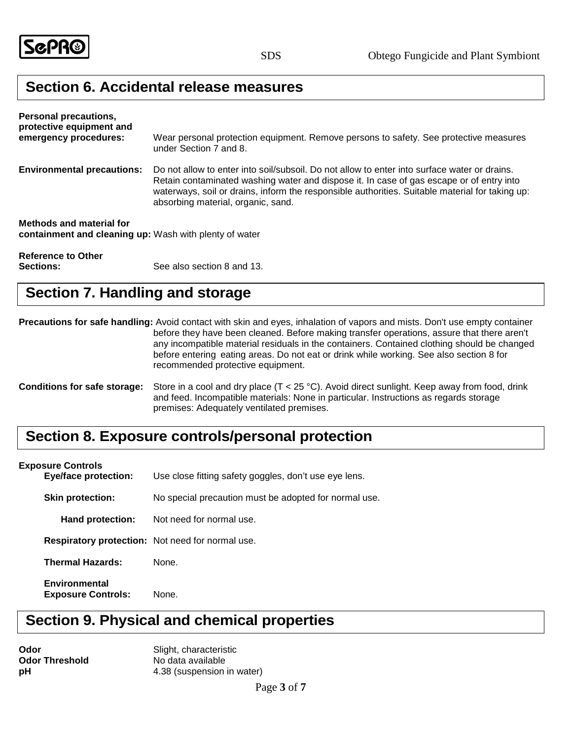## Section 6. Accidental release measures

**Personal precautions, protective equipment and emergency procedures:** Wear personal protection equipment. Remove persons to safety. See protective measures under Section 7 and 8.

**Environmental precautions:** Do not allow to enter into soil/subsoil. Do not allow to enter into surface water or drains. Retain contaminated washing water and dispose it. In case of gas escape or of entry into waterways, soil or drains, inform the responsible authorities. Suitable material for taking up: absorbing material, organic, sand.

**Methods and material for containment and cleaning up:** Wash with plenty of water

**Reference to Other Sections:** See also section 8 and 13.

## Section 7. Handling and storage

**Precautions for safe handling:** Avoid contact with skin and eyes, inhalation of vapors and mists. Don't use empty container before they have been cleaned. Before making transfer operations, assure that there aren't any incompatible material residuals in the containers. Contained clothing should be changed before entering eating areas. Do not eat or drink while working. See also section 8 for recommended protective equipment.

**Conditions for safe storage:** Store in a cool and dry place (T < 25 °C). Avoid direct sunlight. Keep away from food, drink and feed. Incompatible materials: None in particular. Instructions as regards storage premises: Adequately ventilated premises.

## Section 8. Exposure controls/personal protection

**Exposure Controls**

**Eye/face protection:** Use close fitting safety goggles, don't use eye lens.

**Skin protection:** No special precaution must be adopted for normal use.

**Hand protection:** Not need for normal use.

**Respiratory protection:** Not need for normal use.

**Thermal Hazards:** None.

**Environmental Exposure Controls:** None.

## Section 9. Physical and chemical properties

| | |
|---|---|
| **Odor** | Slight, characteristic |
| **Odor Threshold** | No data available |
| **pH** | 4.38 (suspension in water) |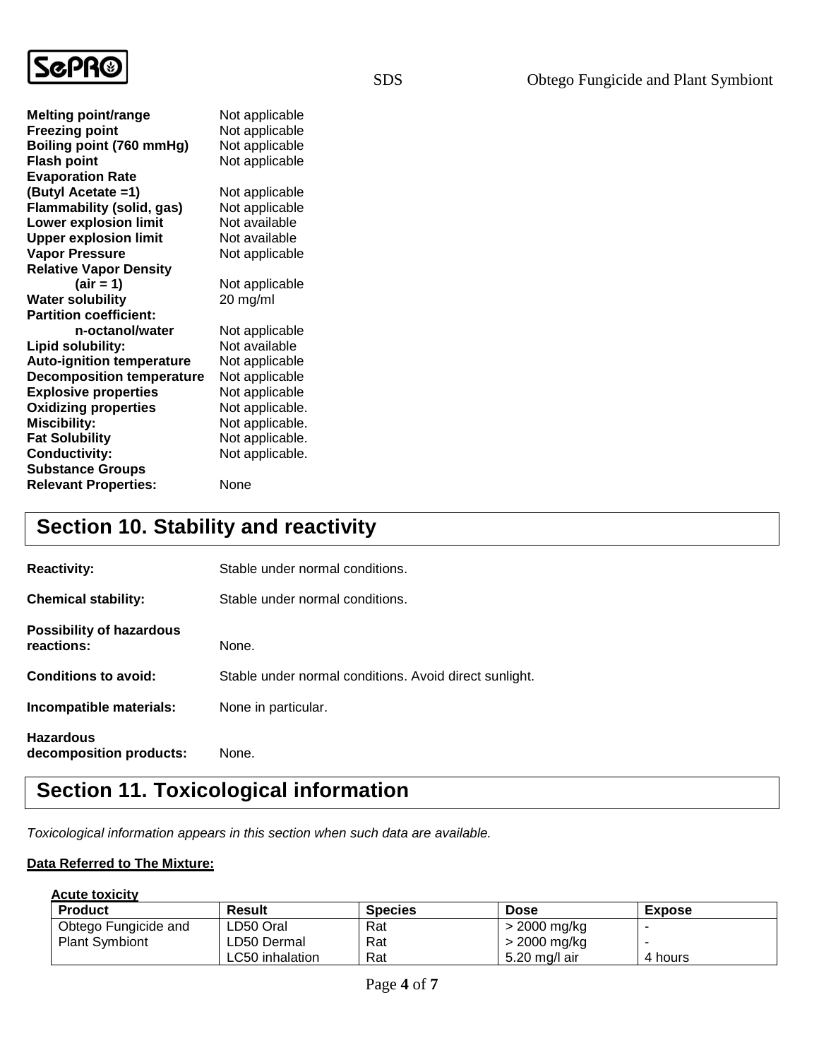| | |
|---|---|
| **Melting point/range** | Not applicable |
| **Freezing point** | Not applicable |
| **Boiling point (760 mmHg)** | Not applicable |
| **Flash point** | Not applicable |
| **Evaporation Rate (Butyl Acetate =1)** | Not applicable |
| **Flammability (solid, gas)** | Not applicable |
| **Lower explosion limit** | Not available |
| **Upper explosion limit** | Not available |
| **Vapor Pressure** | Not applicable |
| **Relative Vapor Density (air = 1)** | Not applicable |
| **Water solubility** | 20 mg/ml |
| **Partition coefficient: n-octanol/water** | Not applicable |
| **Lipid solubility:** | Not available |
| **Auto-ignition temperature** | Not applicable |
| **Decomposition temperature** | Not applicable |
| **Explosive properties** | Not applicable |
| **Oxidizing properties** | Not applicable. |
| **Miscibility:** | Not applicable. |
| **Fat Solubility** | Not applicable. |
| **Conductivity:** | Not applicable. |
| **Substance Groups Relevant Properties:** | None |

## Section 10. Stability and reactivity

**Reactivity:** Stable under normal conditions.

**Chemical stability:** Stable under normal conditions.

**Possibility of hazardous reactions:** None.

**Conditions to avoid:** Stable under normal conditions. Avoid direct sunlight.

**Incompatible materials:** None in particular.

**Hazardous decomposition products:** None.

## Section 11. Toxicological information

*Toxicological information appears in this section when such data are available.*

**Data Referred to The Mixture:**

**Acute toxicity**

| Product | Result | Species | Dose | Expose |
|---|---|---|---|---|
| Obtego Fungicide and Plant Symbiont | LD50 Oral | Rat | > 2000 mg/kg | - |
| | LD50 Dermal | Rat | > 2000 mg/kg | - |
| | LC50 inhalation | Rat | 5.20 mg/l air | 4 hours |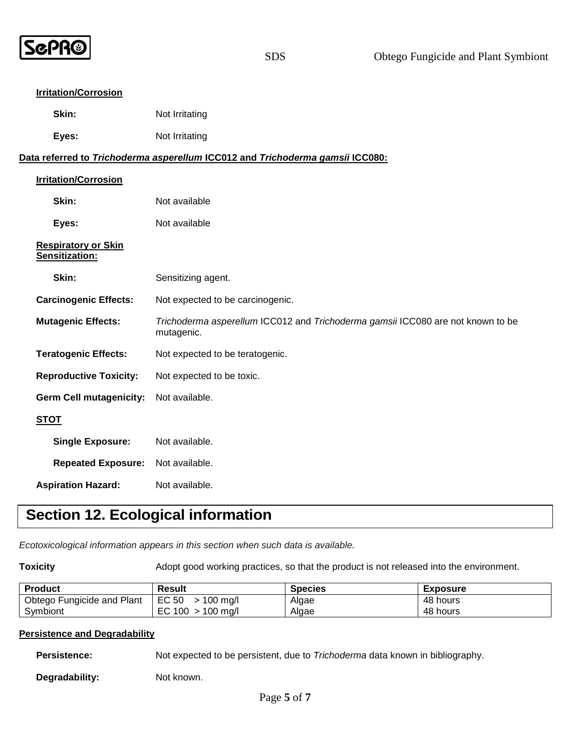**Irritation/Corrosion**

**Skin:** Not Irritating

**Eyes:** Not Irritating

**Data referred to *Trichoderma asperellum* ICC012 and *Trichoderma gamsii* ICC080:**

**Irritation/Corrosion**

**Skin:** Not available

**Eyes:** Not available

**Respiratory or Skin Sensitization:**

**Skin:** Sensitizing agent.

**Carcinogenic Effects:** Not expected to be carcinogenic.

**Mutagenic Effects:** *Trichoderma asperellum* ICC012 and *Trichoderma gamsii* ICC080 are not known to be mutagenic.

**Teratogenic Effects:** Not expected to be teratogenic.

**Reproductive Toxicity:** Not expected to be toxic.

**Germ Cell mutagenicity:** Not available.

**STOT**

**Single Exposure:** Not available.

**Repeated Exposure:** Not available.

**Aspiration Hazard:** Not available.

## Section 12. Ecological information

*Ecotoxicological information appears in this section when such data is available.*

**Toxicity** Adopt good working practices, so that the product is not released into the environment.

| Product | Result | Species | Exposure |
|---|---|---|---|
| Obtego Fungicide and Plant Symbiont | EC 50 > 100 mg/l | Algae | 48 hours |
| | EC 100 > 100 mg/l | Algae | 48 hours |

**Persistence and Degradability**

**Persistence:** Not expected to be persistent, due to *Trichoderma* data known in bibliography.

**Degradability:** Not known.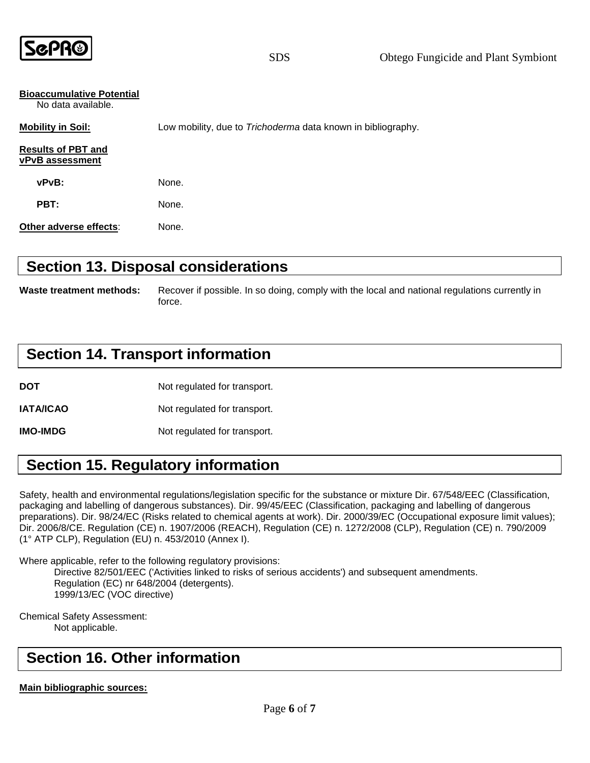**Bioaccumulative Potential**

No data available.

**Mobility in Soil:** Low mobility, due to *Trichoderma* data known in bibliography.

**Results of PBT and vPvB assessment**

**vPvB:** None.

**PBT:** None.

**Other adverse effects**: None.

## Section 13. Disposal considerations

**Waste treatment methods:** Recover if possible. In so doing, comply with the local and national regulations currently in force.

## Section 14. Transport information

**DOT** Not regulated for transport.

**IATA/ICAO** Not regulated for transport.

**IMO-IMDG** Not regulated for transport.

## Section 15. Regulatory information

Safety, health and environmental regulations/legislation specific for the substance or mixture Dir. 67/548/EEC (Classification, packaging and labelling of dangerous substances). Dir. 99/45/EEC (Classification, packaging and labelling of dangerous preparations). Dir. 98/24/EC (Risks related to chemical agents at work). Dir. 2000/39/EC (Occupational exposure limit values); Dir. 2006/8/CE. Regulation (CE) n. 1907/2006 (REACH), Regulation (CE) n. 1272/2008 (CLP), Regulation (CE) n. 790/2009 (1° ATP CLP), Regulation (EU) n. 453/2010 (Annex I).

Where applicable, refer to the following regulatory provisions:

Directive 82/501/EEC ('Activities linked to risks of serious accidents') and subsequent amendments.
Regulation (EC) nr 648/2004 (detergents).
1999/13/EC (VOC directive)

Chemical Safety Assessment:

Not applicable.

## Section 16. Other information

**Main bibliographic sources:**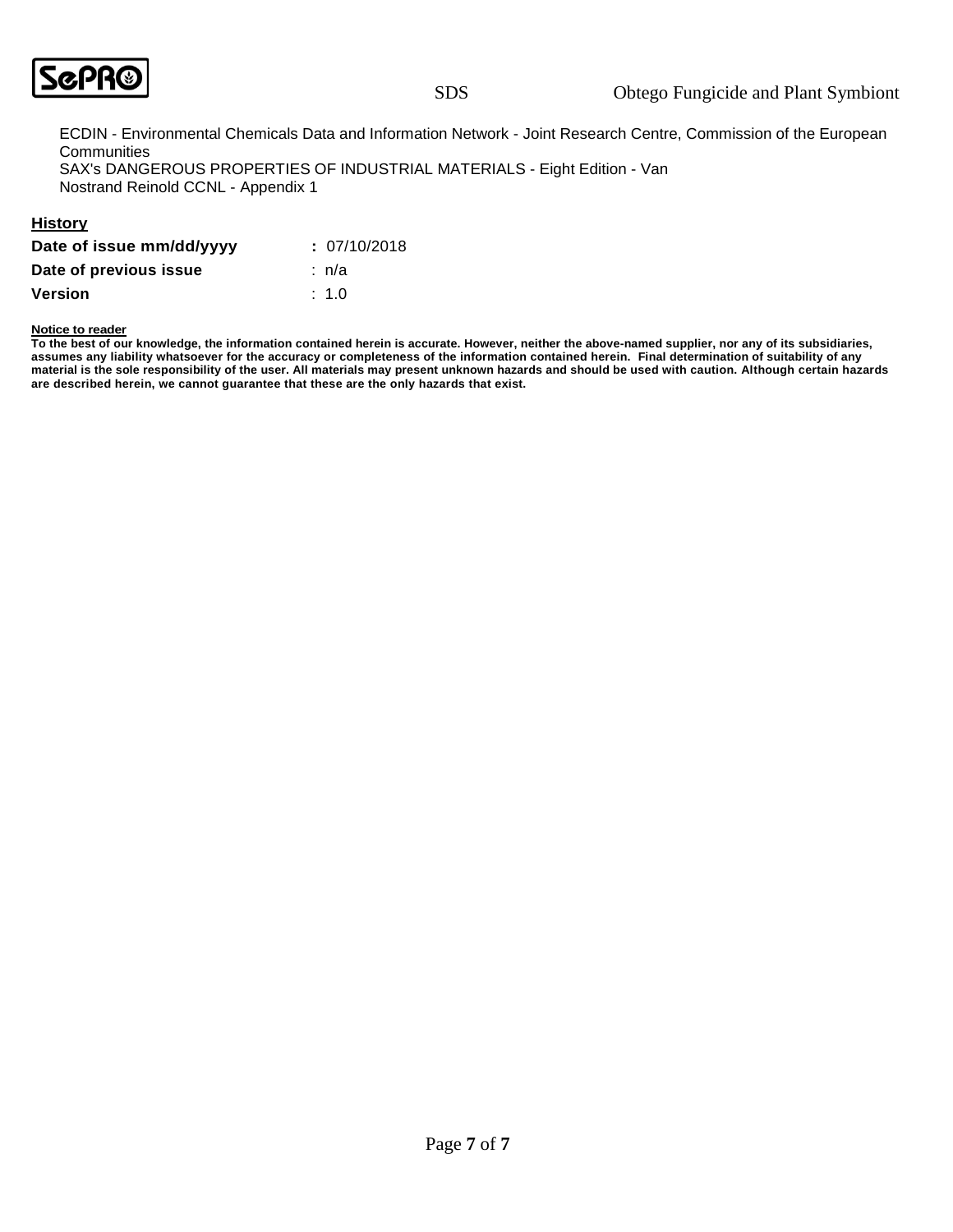ECDIN - Environmental Chemicals Data and Information Network - Joint Research Centre, Commission of the European Communities
SAX's DANGEROUS PROPERTIES OF INDUSTRIAL MATERIALS - Eight Edition - Van Nostrand Reinold CCNL - Appendix 1

**History**

| | |
|---|---|
| **Date of issue mm/dd/yyyy** | **:** 07/10/2018 |
| **Date of previous issue** | : n/a |
| **Version** | : 1.0 |

**Notice to reader**

**To the best of our knowledge, the information contained herein is accurate. However, neither the above-named supplier, nor any of its subsidiaries, assumes any liability whatsoever for the accuracy or completeness of the information contained herein. Final determination of suitability of any material is the sole responsibility of the user. All materials may present unknown hazards and should be used with caution. Although certain hazards are described herein, we cannot guarantee that these are the only hazards that exist.**